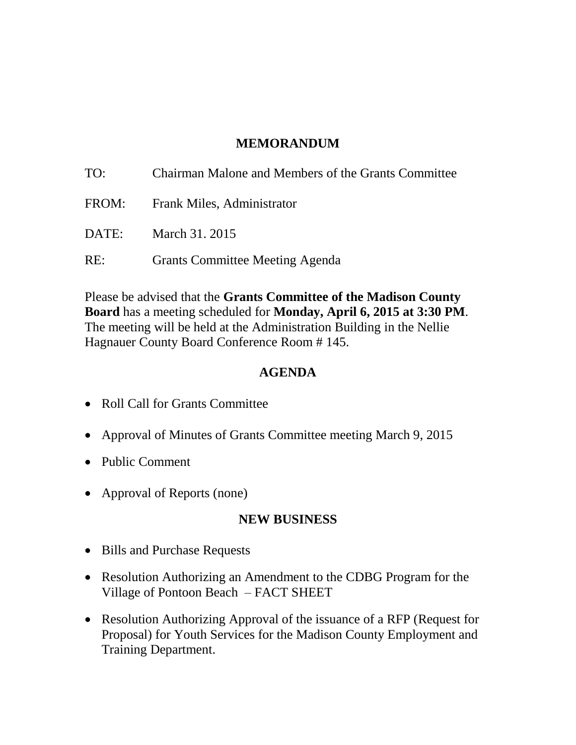# MEMORANDUM

TO: Chairman Malone and Members of the Grants Committee

FROM: Frank Miles, Administrator

DATE: March 31. 2015

RE: Grants Committee Meeting Agenda

Please be advised that the **Grants Committee of the Madison County Board** has a meeting scheduled for **Monday, April 6, 2015 at 3:30 PM**. The meeting will be held at the Administration Building in the Nellie Hagnauer County Board Conference Room # 145.

## AGENDA

- Roll Call for Grants Committee
- Approval of Minutes of Grants Committee meeting March 9, 2015
- Public Comment
- Approval of Reports (none)

## NEW BUSINESS

- Bills and Purchase Requests
- Resolution Authorizing an Amendment to the CDBG Program for the Village of Pontoon Beach – FACT SHEET
- Resolution Authorizing Approval of the issuance of a RFP (Request for Proposal) for Youth Services for the Madison County Employment and Training Department.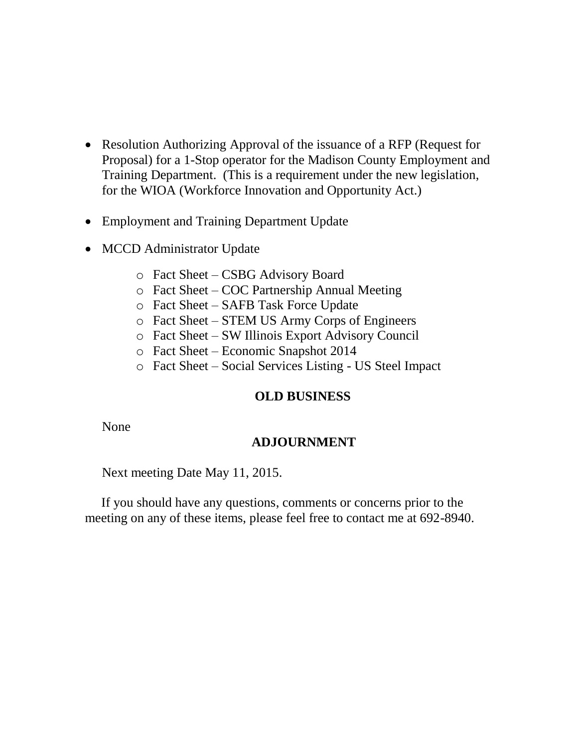- Resolution Authorizing Approval of the issuance of a RFP (Request for Proposal) for a 1-Stop operator for the Madison County Employment and Training Department. (This is a requirement under the new legislation, for the WIOA (Workforce Innovation and Opportunity Act.)

- Employment and Training Department Update

- MCCD Administrator Update

    - Fact Sheet – CSBG Advisory Board
    - Fact Sheet – COC Partnership Annual Meeting
    - Fact Sheet – SAFB Task Force Update
    - Fact Sheet – STEM US Army Corps of Engineers
    - Fact Sheet – SW Illinois Export Advisory Council
    - Fact Sheet – Economic Snapshot 2014
    - Fact Sheet – Social Services Listing - US Steel Impact

**OLD BUSINESS**

None

**ADJOURNMENT**

Next meeting Date May 11, 2015.

If you should have any questions, comments or concerns prior to the meeting on any of these items, please feel free to contact me at 692-8940.